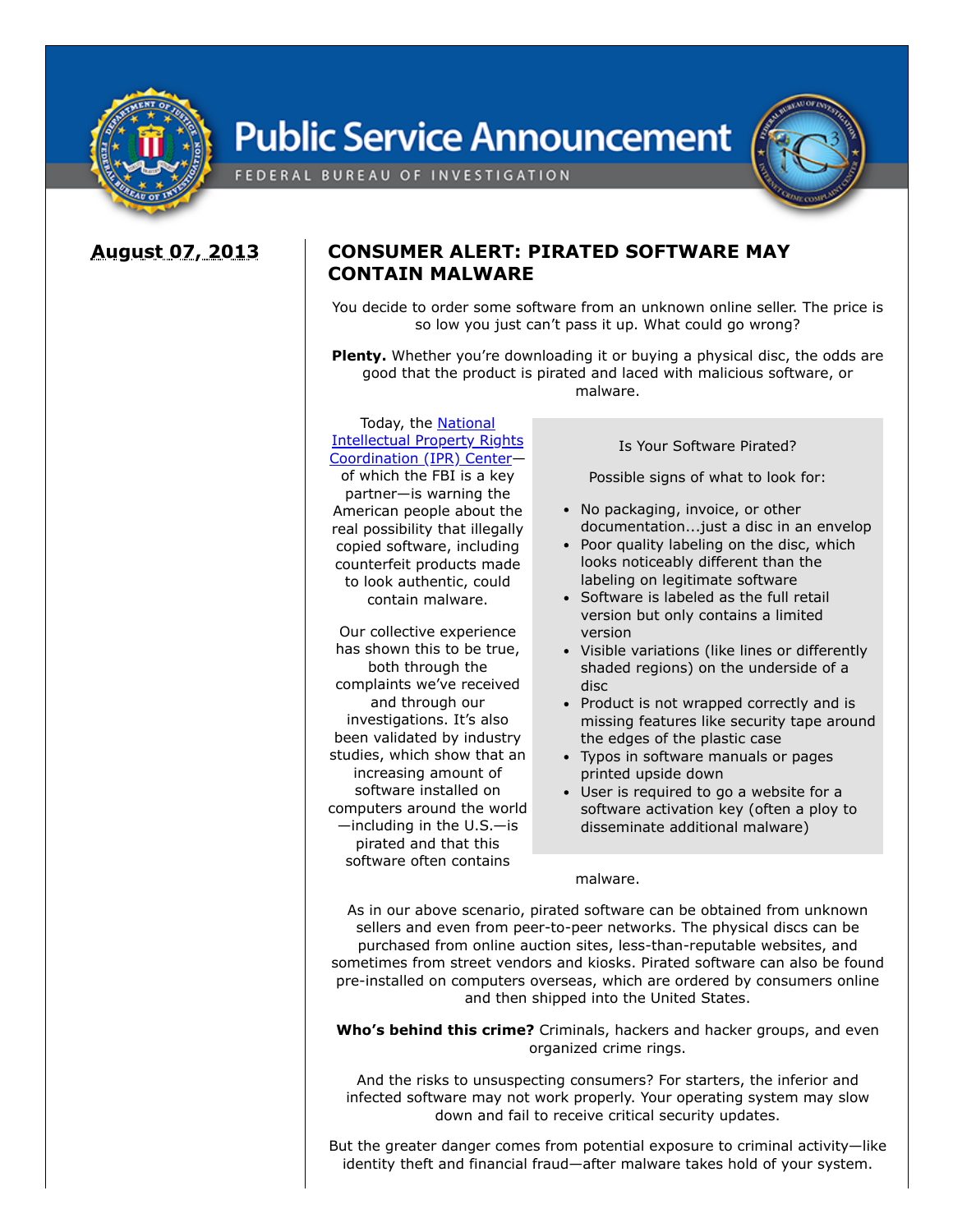# Public Service Announcement

FEDERAL BUREAU OF INVESTIGATION

**August 07, 2013**

## CONSUMER ALERT: PIRATED SOFTWARE MAY CONTAIN MALWARE

You decide to order some software from an unknown online seller. The price is so low you just can't pass it up. What could go wrong?

**Plenty.** Whether you're downloading it or buying a physical disc, the odds are good that the product is pirated and laced with malicious software, or malware.

Today, the [National Intellectual Property Rights Coordination (IPR) Center]—of which the FBI is a key partner—is warning the American people about the real possibility that illegally copied software, including counterfeit products made to look authentic, could contain malware.

Our collective experience has shown this to be true, both through the complaints we've received and through our investigations. It's also been validated by industry studies, which show that an increasing amount of software installed on computers around the world—including in the U.S.—is pirated and that this software often contains malware.

> Is Your Software Pirated?
>
> Possible signs of what to look for:
>
> - No packaging, invoice, or other documentation...just a disc in an envelop
> - Poor quality labeling on the disc, which looks noticeably different than the labeling on legitimate software
> - Software is labeled as the full retail version but only contains a limited version
> - Visible variations (like lines or differently shaded regions) on the underside of a disc
> - Product is not wrapped correctly and is missing features like security tape around the edges of the plastic case
> - Typos in software manuals or pages printed upside down
> - User is required to go a website for a software activation key (often a ploy to disseminate additional malware)

As in our above scenario, pirated software can be obtained from unknown sellers and even from peer-to-peer networks. The physical discs can be purchased from online auction sites, less-than-reputable websites, and sometimes from street vendors and kiosks. Pirated software can also be found pre-installed on computers overseas, which are ordered by consumers online and then shipped into the United States.

**Who's behind this crime?** Criminals, hackers and hacker groups, and even organized crime rings.

And the risks to unsuspecting consumers? For starters, the inferior and infected software may not work properly. Your operating system may slow down and fail to receive critical security updates.

But the greater danger comes from potential exposure to criminal activity—like identity theft and financial fraud—after malware takes hold of your system.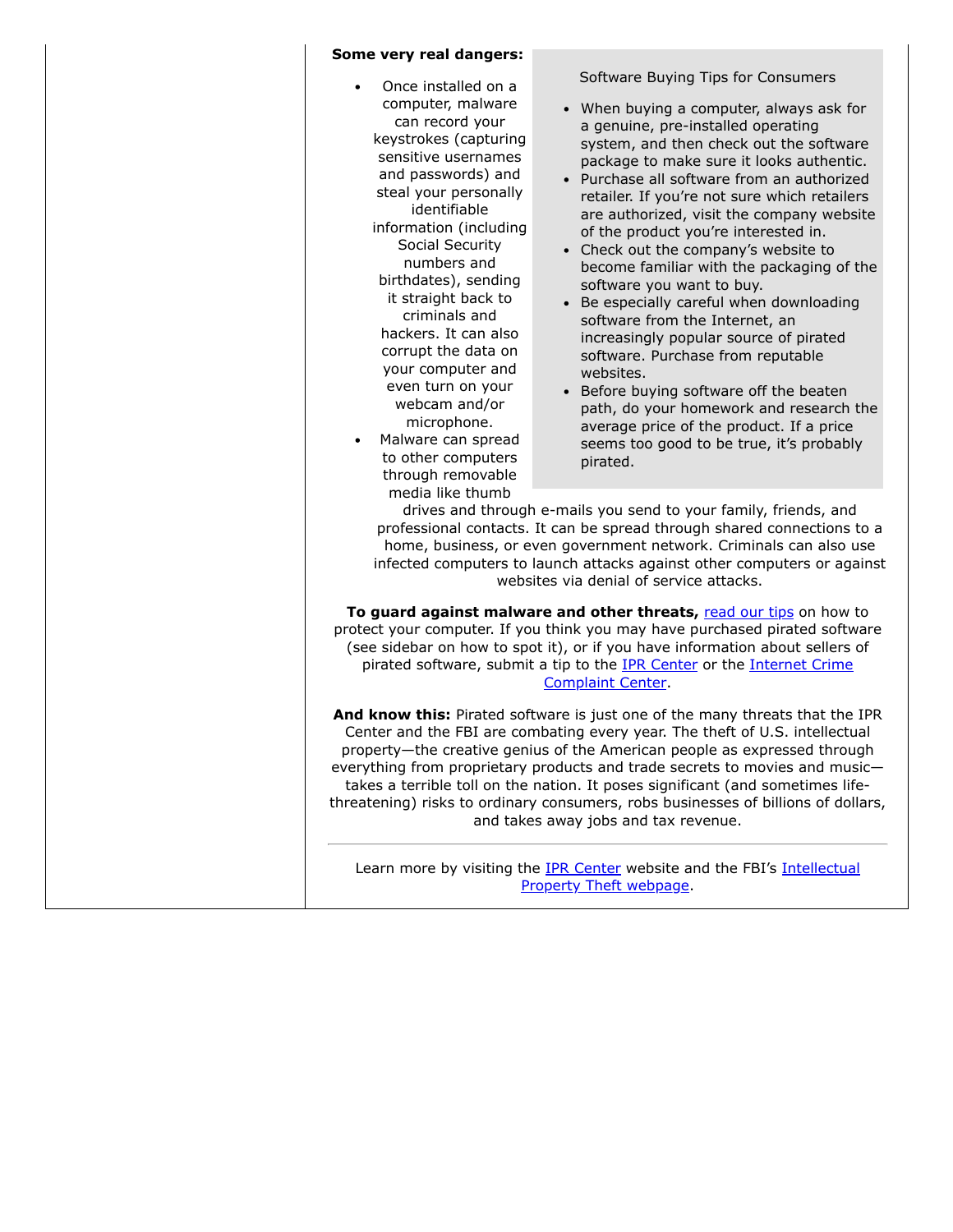**Some very real dangers:**

- Once installed on a computer, malware can record your keystrokes (capturing sensitive usernames and passwords) and steal your personally identifiable information (including Social Security numbers and birthdates), sending it straight back to criminals and hackers. It can also corrupt the data on your computer and even turn on your webcam and/or microphone.
- Malware can spread to other computers through removable media like thumb drives and through e-mails you send to your family, friends, and professional contacts. It can be spread through shared connections to a home, business, or even government network. Criminals can also use infected computers to launch attacks against other computers or against websites via denial of service attacks.

Software Buying Tips for Consumers

- When buying a computer, always ask for a genuine, pre-installed operating system, and then check out the software package to make sure it looks authentic.
- Purchase all software from an authorized retailer. If you're not sure which retailers are authorized, visit the company website of the product you're interested in.
- Check out the company's website to become familiar with the packaging of the software you want to buy.
- Be especially careful when downloading software from the Internet, an increasingly popular source of pirated software. Purchase from reputable websites.
- Before buying software off the beaten path, do your homework and research the average price of the product. If a price seems too good to be true, it's probably pirated.

**To guard against malware and other threats,** read our tips on how to protect your computer. If you think you may have purchased pirated software (see sidebar on how to spot it), or if you have information about sellers of pirated software, submit a tip to the IPR Center or the Internet Crime Complaint Center.

**And know this:** Pirated software is just one of the many threats that the IPR Center and the FBI are combating every year. The theft of U.S. intellectual property—the creative genius of the American people as expressed through everything from proprietary products and trade secrets to movies and music—takes a terrible toll on the nation. It poses significant (and sometimes life-threatening) risks to ordinary consumers, robs businesses of billions of dollars, and takes away jobs and tax revenue.

---

Learn more by visiting the IPR Center website and the FBI's Intellectual Property Theft webpage.